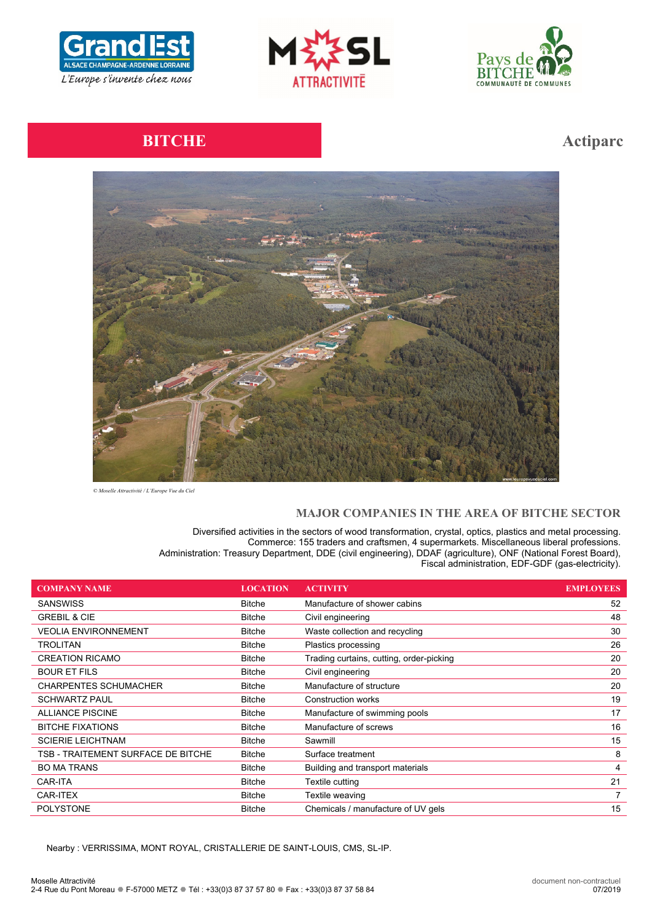# BITCHE

## Actiparc

*© Moselle Attractivité / L'Europe Vue du Ciel*

## MAJOR COMPANIES IN THE AREA OF BITCHE SECTOR

Diversified activities in the sectors of wood transformation, crystal, optics, plastics and metal processing.
Commerce: 155 traders and craftsmen, 4 supermarkets. Miscellaneous liberal professions.
Administration: Treasury Department, DDE (civil engineering), DDAF (agriculture), ONF (National Forest Board), Fiscal administration, EDF-GDF (gas-electricity).

| COMPANY NAME | LOCATION | ACTIVITY | EMPLOYEES |
|---|---|---|---|
| SANSWISS | Bitche | Manufacture of shower cabins | 52 |
| GREBIL & CIE | Bitche | Civil engineering | 48 |
| VEOLIA ENVIRONNEMENT | Bitche | Waste collection and recycling | 30 |
| TROLITAN | Bitche | Plastics processing | 26 |
| CREATION RICAMO | Bitche | Trading curtains, cutting, order-picking | 20 |
| BOUR ET FILS | Bitche | Civil engineering | 20 |
| CHARPENTES SCHUMACHER | Bitche | Manufacture of structure | 20 |
| SCHWARTZ PAUL | Bitche | Construction works | 19 |
| ALLIANCE PISCINE | Bitche | Manufacture of swimming pools | 17 |
| BITCHE FIXATIONS | Bitche | Manufacture of screws | 16 |
| SCIERIE LEICHTNAM | Bitche | Sawmill | 15 |
| TSB - TRAITEMENT SURFACE DE BITCHE | Bitche | Surface treatment | 8 |
| BO MA TRANS | Bitche | Building and transport materials | 4 |
| CAR-ITA | Bitche | Textile cutting | 21 |
| CAR-ITEX | Bitche | Textile weaving | 7 |
| POLYSTONE | Bitche | Chemicals / manufacture of UV gels | 15 |

Nearby : VERRISSIMA, MONT ROYAL, CRISTALLERIE DE SAINT-LOUIS, CMS, SL-IP.

Moselle Attractivité
2-4 Rue du Pont Moreau ● F-57000 METZ ● Tél : +33(0)3 87 37 57 80 ● Fax : +33(0)3 87 37 58 84

document non-contractuel
07/2019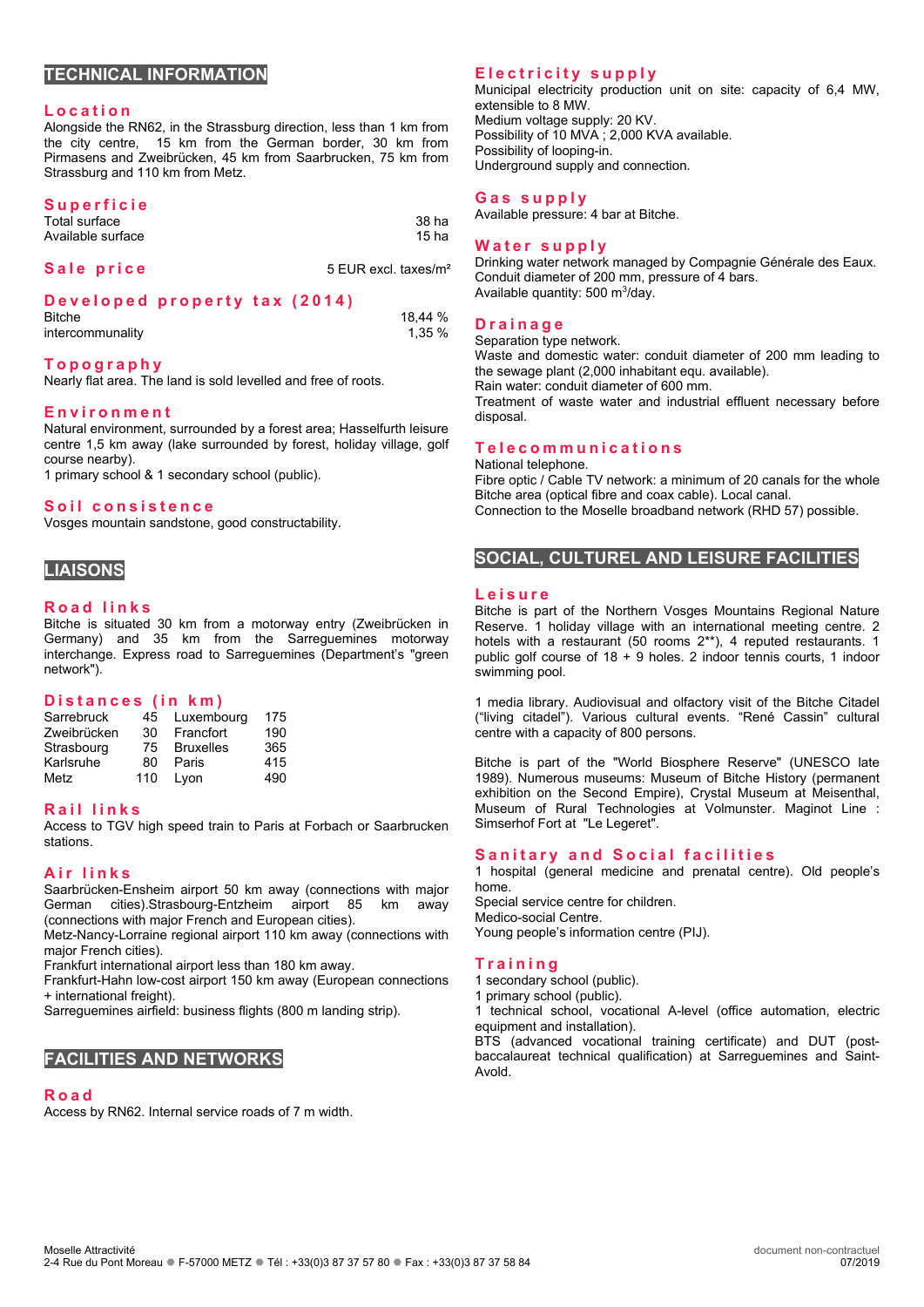## TECHNICAL INFORMATION

### Location

Alongside the RN62, in the Strassburg direction, less than 1 km from the city centre, 15 km from the German border, 30 km from Pirmasens and Zweibrücken, 45 km from Saarbrucken, 75 km from Strassburg and 110 km from Metz.

### Superficie

| | |
|---|---|
| Total surface | 38 ha |
| Available surface | 15 ha |

### Sale price

5 EUR excl. taxes/m²

### Developed property tax (2014)

| | |
|---|---|
| Bitche | 18,44 % |
| intercommunality | 1,35 % |

### Topography

Nearly flat area. The land is sold levelled and free of roots.

### Environment

Natural environment, surrounded by a forest area; Hasselfurth leisure centre 1,5 km away (lake surrounded by forest, holiday village, golf course nearby).
1 primary school & 1 secondary school (public).

### Soil consistence

Vosges mountain sandstone, good constructability.

## LIAISONS

### Road links

Bitche is situated 30 km from a motorway entry (Zweibrücken in Germany) and 35 km from the Sarreguemines motorway interchange. Express road to Sarreguemines (Department's "green network").

### Distances (in km)

| | | | |
|---|---|---|---|
| Sarrebruck | 45 | Luxembourg | 175 |
| Zweibrücken | 30 | Francfort | 190 |
| Strasbourg | 75 | Bruxelles | 365 |
| Karlsruhe | 80 | Paris | 415 |
| Metz | 110 | Lyon | 490 |

### Rail links

Access to TGV high speed train to Paris at Forbach or Saarbrucken stations.

### Air links

Saarbrücken-Ensheim airport 50 km away (connections with major German cities).Strasbourg-Entzheim airport 85 km away (connections with major French and European cities).
Metz-Nancy-Lorraine regional airport 110 km away (connections with major French cities).
Frankfurt international airport less than 180 km away.
Frankfurt-Hahn low-cost airport 150 km away (European connections + international freight).
Sarreguemines airfield: business flights (800 m landing strip).

## FACILITIES AND NETWORKS

### Road

Access by RN62. Internal service roads of 7 m width.

### Electricity supply

Municipal electricity production unit on site: capacity of 6,4 MW, extensible to 8 MW.
Medium voltage supply: 20 KV.
Possibility of 10 MVA ; 2,000 KVA available.
Possibility of looping-in.
Underground supply and connection.

### Gas supply

Available pressure: 4 bar at Bitche.

### Water supply

Drinking water network managed by Compagnie Générale des Eaux.
Conduit diameter of 200 mm, pressure of 4 bars.
Available quantity: 500 m³/day.

### Drainage

Separation type network.
Waste and domestic water: conduit diameter of 200 mm leading to the sewage plant (2,000 inhabitant equ. available).
Rain water: conduit diameter of 600 mm.
Treatment of waste water and industrial effluent necessary before disposal.

### Telecommunications

National telephone.
Fibre optic / Cable TV network: a minimum of 20 canals for the whole Bitche area (optical fibre and coax cable). Local canal.
Connection to the Moselle broadband network (RHD 57) possible.

## SOCIAL, CULTUREL AND LEISURE FACILITIES

### Leisure

Bitche is part of the Northern Vosges Mountains Regional Nature Reserve. 1 holiday village with an international meeting centre. 2 hotels with a restaurant (50 rooms 2**), 4 reputed restaurants. 1 public golf course of 18 + 9 holes. 2 indoor tennis courts, 1 indoor swimming pool.

1 media library. Audiovisual and olfactory visit of the Bitche Citadel ("living citadel"). Various cultural events. "René Cassin" cultural centre with a capacity of 800 persons.

Bitche is part of the "World Biosphere Reserve" (UNESCO late 1989). Numerous museums: Museum of Bitche History (permanent exhibition on the Second Empire), Crystal Museum at Meisenthal, Museum of Rural Technologies at Volmunster. Maginot Line : Simserhof Fort at "Le Legeret".

### Sanitary and Social facilities

1 hospital (general medicine and prenatal centre). Old people's home.
Special service centre for children.
Medico-social Centre.
Young people's information centre (PIJ).

### Training

1 secondary school (public).
1 primary school (public).
1 technical school, vocational A-level (office automation, electric equipment and installation).
BTS (advanced vocational training certificate) and DUT (post-baccalaureat technical qualification) at Sarreguemines and Saint-Avold.

Moselle Attractivité
2-4 Rue du Pont Moreau ● F-57000 METZ ● Tél : +33(0)3 87 37 57 80 ● Fax : +33(0)3 87 37 58 84

document non-contractuel
07/2019